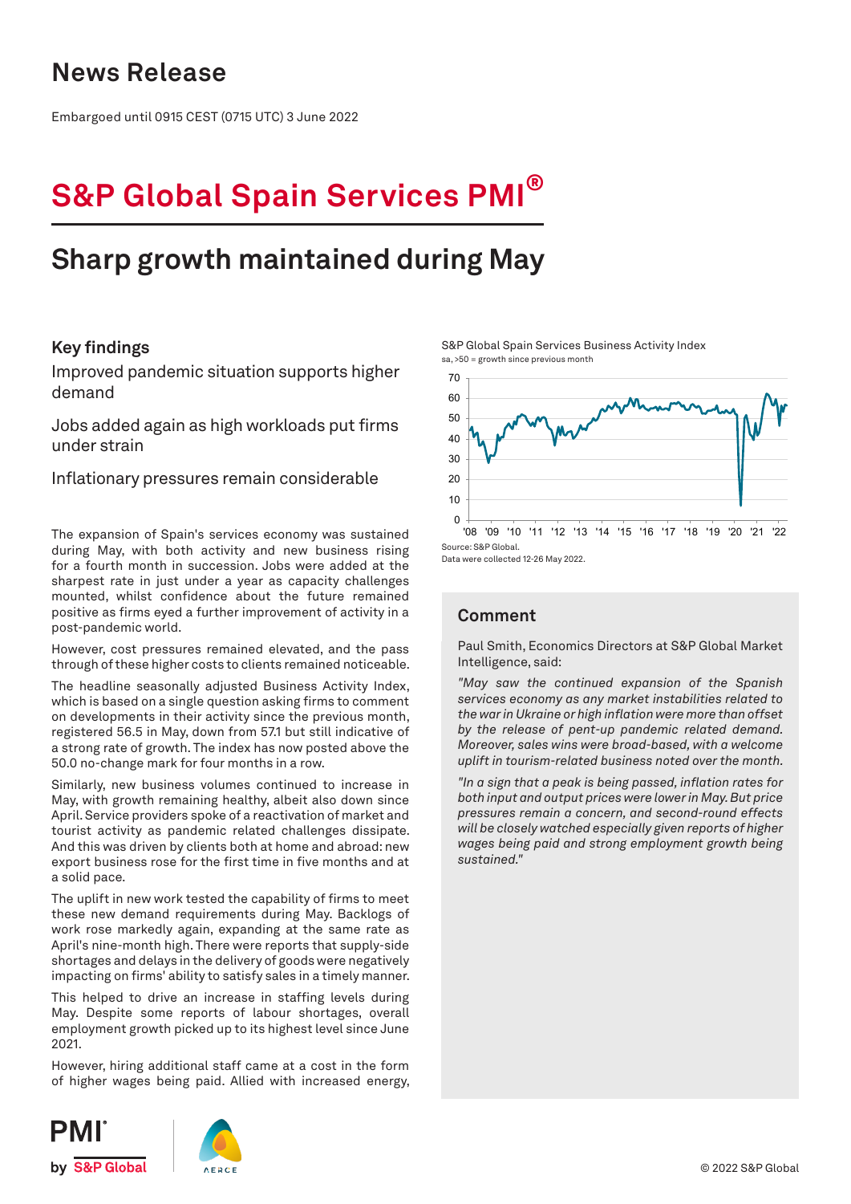# News Release

Embargoed until 0915 CEST (0715 UTC) 3 June 2022

# S&P Global Spain Services PMI®

## Sharp growth maintained during May

### Key findings

Improved pandemic situation supports higher demand

Jobs added again as high workloads put firms under strain

Inflationary pressures remain considerable

The expansion of Spain's services economy was sustained during May, with both activity and new business rising for a fourth month in succession. Jobs were added at the sharpest rate in just under a year as capacity challenges mounted, whilst confidence about the future remained positive as firms eyed a further improvement of activity in a post-pandemic world.

However, cost pressures remained elevated, and the pass through of these higher costs to clients remained noticeable.

The headline seasonally adjusted Business Activity Index, which is based on a single question asking firms to comment on developments in their activity since the previous month, registered 56.5 in May, down from 57.1 but still indicative of a strong rate of growth. The index has now posted above the 50.0 no-change mark for four months in a row.

Similarly, new business volumes continued to increase in May, with growth remaining healthy, albeit also down since April. Service providers spoke of a reactivation of market and tourist activity as pandemic related challenges dissipate. And this was driven by clients both at home and abroad: new export business rose for the first time in five months and at a solid pace.

The uplift in new work tested the capability of firms to meet these new demand requirements during May. Backlogs of work rose markedly again, expanding at the same rate as April's nine-month high. There were reports that supply-side shortages and delays in the delivery of goods were negatively impacting on firms' ability to satisfy sales in a timely manner.

This helped to drive an increase in staffing levels during May. Despite some reports of labour shortages, overall employment growth picked up to its highest level since June 2021.

However, hiring additional staff came at a cost in the form of higher wages being paid. Allied with increased energy,

S&P Global Spain Services Business Activity Index
sa, >50 = growth since previous month

Source: S&P Global.
Data were collected 12-26 May 2022.

### Comment

Paul Smith, Economics Directors at S&P Global Market Intelligence, said:

*"May saw the continued expansion of the Spanish services economy as any market instabilities related to the war in Ukraine or high inflation were more than offset by the release of pent-up pandemic related demand. Moreover, sales wins were broad-based, with a welcome uplift in tourism-related business noted over the month.*

*"In a sign that a peak is being passed, inflation rates for both input and output prices were lower in May. But price pressures remain a concern, and second-round effects will be closely watched especially given reports of higher wages being paid and strong employment growth being sustained."*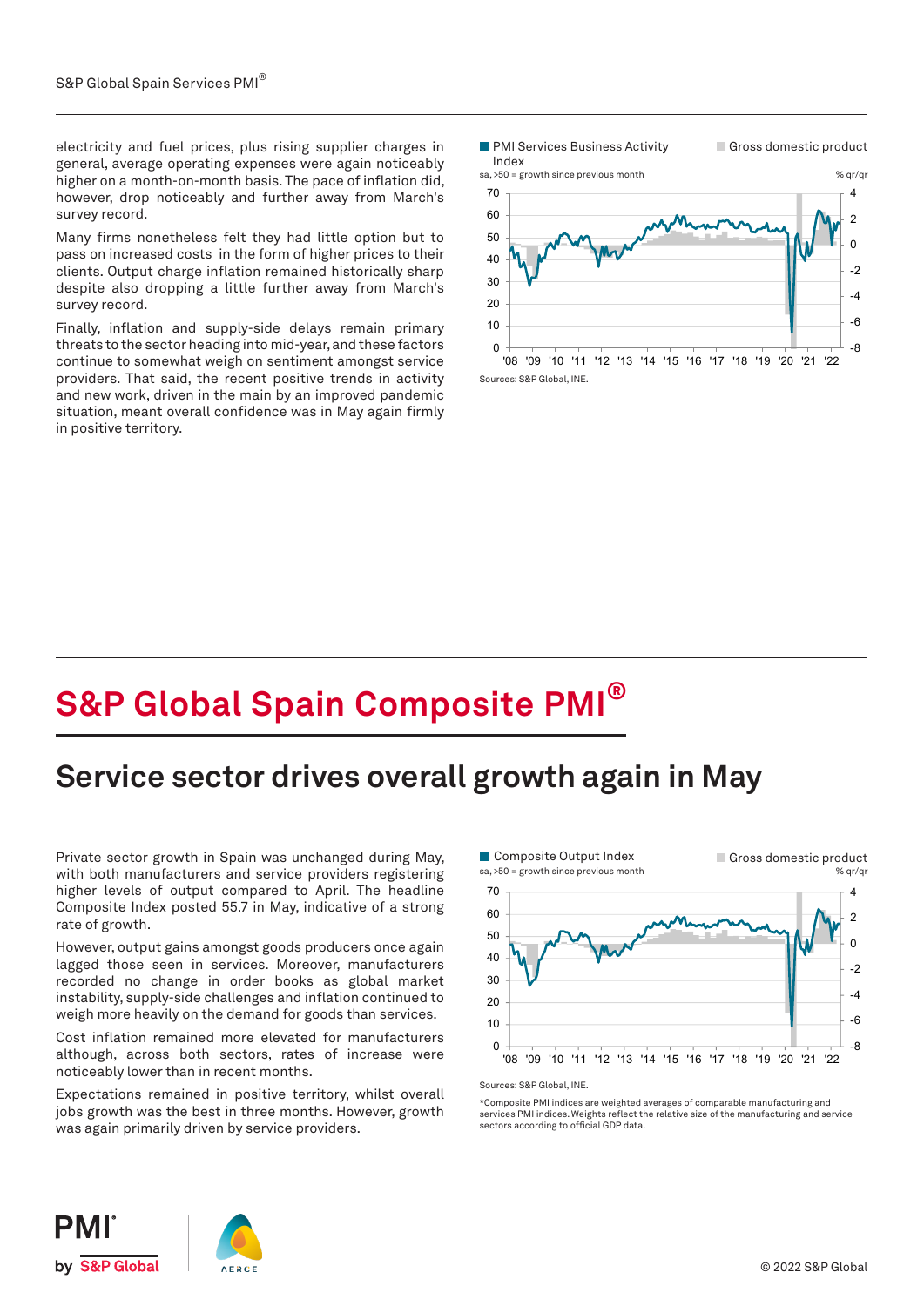electricity and fuel prices, plus rising supplier charges in general, average operating expenses were again noticeably higher on a month-on-month basis. The pace of inflation did, however, drop noticeably and further away from March's survey record.

Many firms nonetheless felt they had little option but to pass on increased costs in the form of higher prices to their clients. Output charge inflation remained historically sharp despite also dropping a little further away from March's survey record.

Finally, inflation and supply-side delays remain primary threats to the sector heading into mid-year, and these factors continue to somewhat weigh on sentiment amongst service providers. That said, the recent positive trends in activity and new work, driven in the main by an improved pandemic situation, meant overall confidence was in May again firmly in positive territory.

PMI Services Business Activity Index — sa, >50 = growth since previous month; Gross domestic product — % qr/qr

Sources: S&P Global, INE.

# S&P Global Spain Composite PMI®

## Service sector drives overall growth again in May

Private sector growth in Spain was unchanged during May, with both manufacturers and service providers registering higher levels of output compared to April. The headline Composite Index posted 55.7 in May, indicative of a strong rate of growth.

However, output gains amongst goods producers once again lagged those seen in services. Moreover, manufacturers recorded no change in order books as global market instability, supply-side challenges and inflation continued to weigh more heavily on the demand for goods than services.

Cost inflation remained more elevated for manufacturers although, across both sectors, rates of increase were noticeably lower than in recent months.

Expectations remained in positive territory, whilst overall jobs growth was the best in three months. However, growth was again primarily driven by service providers.

Composite Output Index — sa, >50 = growth since previous month; Gross domestic product — % qr/qr

Sources: S&P Global, INE.

*Composite PMI indices are weighted averages of comparable manufacturing and services PMI indices. Weights reflect the relative size of the manufacturing and service sectors according to official GDP data.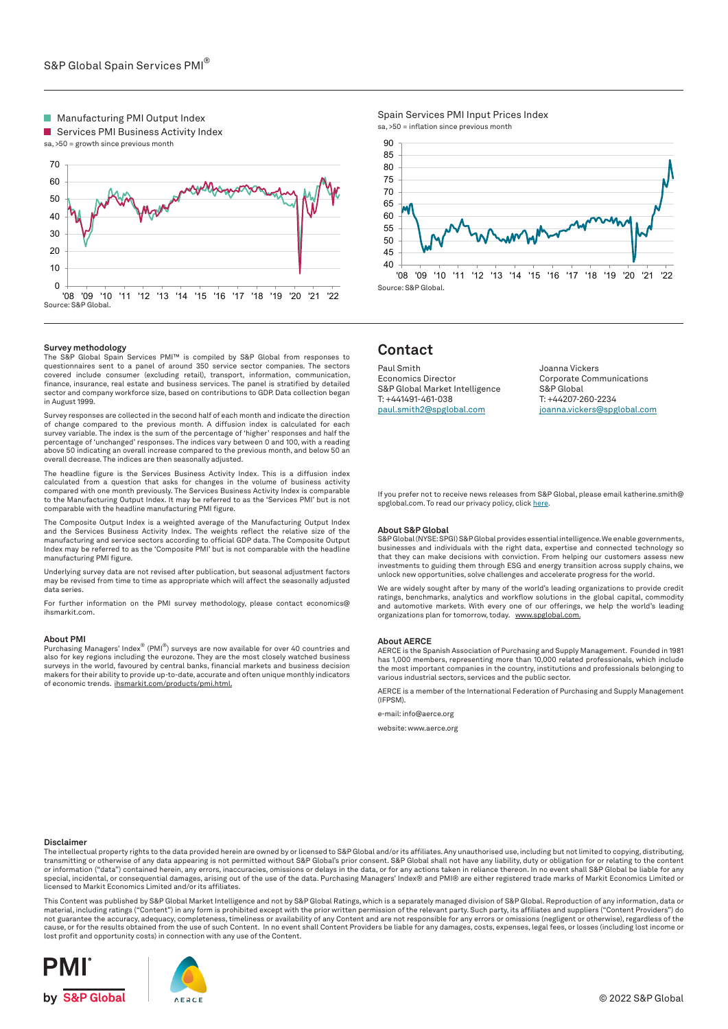S&P Global Spain Services PMI®

Manufacturing PMI Output Index
Services PMI Business Activity Index
sa, >50 = growth since previous month

70
60
50
40
30
20
10
0
'08 '09 '10 '11 '12 '13 '14 '15 '16 '17 '18 '19 '20 '21 '22
Source: S&P Global.

Spain Services PMI Input Prices Index
sa, >50 = inflation since previous month

90
85
80
75
70
65
60
55
50
45
40
'08 '09 '10 '11 '12 '13 '14 '15 '16 '17 '18 '19 '20 '21 '22
Source: S&P Global.

### Survey methodology

The S&P Global Spain Services PMI™ is compiled by S&P Global from responses to questionnaires sent to a panel of around 350 service sector companies. The sectors covered include consumer (excluding retail), transport, information, communication, finance, insurance, real estate and business services. The panel is stratified by detailed sector and company workforce size, based on contributions to GDP. Data collection began in August 1999.

Survey responses are collected in the second half of each month and indicate the direction of change compared to the previous month. A diffusion index is calculated for each survey variable. The index is the sum of the percentage of 'higher' responses and half the percentage of 'unchanged' responses. The indices vary between 0 and 100, with a reading above 50 indicating an overall increase compared to the previous month, and below 50 an overall decrease. The indices are then seasonally adjusted.

The headline figure is the Services Business Activity Index. This is a diffusion index calculated from a question that asks for changes in the volume of business activity compared with one month previously. The Services Business Activity Index is comparable to the Manufacturing Output Index. It may be referred to as the 'Services PMI' but is not comparable with the headline manufacturing PMI figure.

The Composite Output Index is a weighted average of the Manufacturing Output Index and the Services Business Activity Index. The weights reflect the relative size of the manufacturing and service sectors according to official GDP data. The Composite Output Index may be referred to as the 'Composite PMI' but is not comparable with the headline manufacturing PMI figure.

Underlying survey data are not revised after publication, but seasonal adjustment factors may be revised from time to time as appropriate which will affect the seasonally adjusted data series.

For further information on the PMI survey methodology, please contact economics@ihsmarkit.com.

### About PMI

Purchasing Managers' Index® (PMI®) surveys are now available for over 40 countries and also for key regions including the eurozone. They are the most closely watched business surveys in the world, favoured by central banks, financial markets and business decision makers for their ability to provide up-to-date, accurate and often unique monthly indicators of economic trends. ihsmarkit.com/products/pmi.html.

## Contact

Paul Smith
Economics Director
S&P Global Market Intelligence
T: +441491-461-038
paul.smith2@spglobal.com

Joanna Vickers
Corporate Communications
S&P Global
T: +44207-260-2234
joanna.vickers@spglobal.com

If you prefer not to receive news releases from S&P Global, please email katherine.smith@spglobal.com. To read our privacy policy, click here.

### About S&P Global

S&P Global (NYSE: SPGI) S&P Global provides essential intelligence. We enable governments, businesses and individuals with the right data, expertise and connected technology so that they can make decisions with conviction. From helping our customers assess new investments to guiding them through ESG and energy transition across supply chains, we unlock new opportunities, solve challenges and accelerate progress for the world.

We are widely sought after by many of the world's leading organizations to provide credit ratings, benchmarks, analytics and workflow solutions in the global capital, commodity and automotive markets. With every one of our offerings, we help the world's leading organizations plan for tomorrow, today. www.spglobal.com.

### About AERCE

AERCE is the Spanish Association of Purchasing and Supply Management. Founded in 1981 has 1,000 members, representing more than 10,000 related professionals, which include the most important companies in the country, institutions and professionals belonging to various industrial sectors, services and the public sector.

AERCE is a member of the International Federation of Purchasing and Supply Management (IFPSM).

e-mail: info@aerce.org

website: www.aerce.org

### Disclaimer

The intellectual property rights to the data provided herein are owned by or licensed to S&P Global and/or its affiliates. Any unauthorised use, including but not limited to copying, distributing, transmitting or otherwise of any data appearing is not permitted without S&P Global's prior consent. S&P Global shall not have any liability, duty or obligation for or relating to the content or information ("data") contained herein, any errors, inaccuracies, omissions or delays in the data, or for any actions taken in reliance thereon. In no event shall S&P Global be liable for any special, incidental, or consequential damages, arising out of the use of the data. Purchasing Managers' Index® and PMI® are either registered trade marks of Markit Economics Limited or licensed to Markit Economics Limited and/or its affiliates.

This Content was published by S&P Global Market Intelligence and not by S&P Global Ratings, which is a separately managed division of S&P Global. Reproduction of any information, data or material, including ratings ("Content") in any form is prohibited except with the prior written permission of the relevant party. Such party, its affiliates and suppliers ("Content Providers") do not guarantee the accuracy, adequacy, completeness, timeliness or availability of any Content and are not responsible for any errors or omissions (negligent or otherwise), regardless of the cause, or for the results obtained from the use of such Content. In no event shall Content Providers be liable for any damages, costs, expenses, legal fees, or losses (including lost income or lost profit and opportunity costs) in connection with any use of the Content.

PMI by S&P Global

AERCE

© 2022 S&P Global